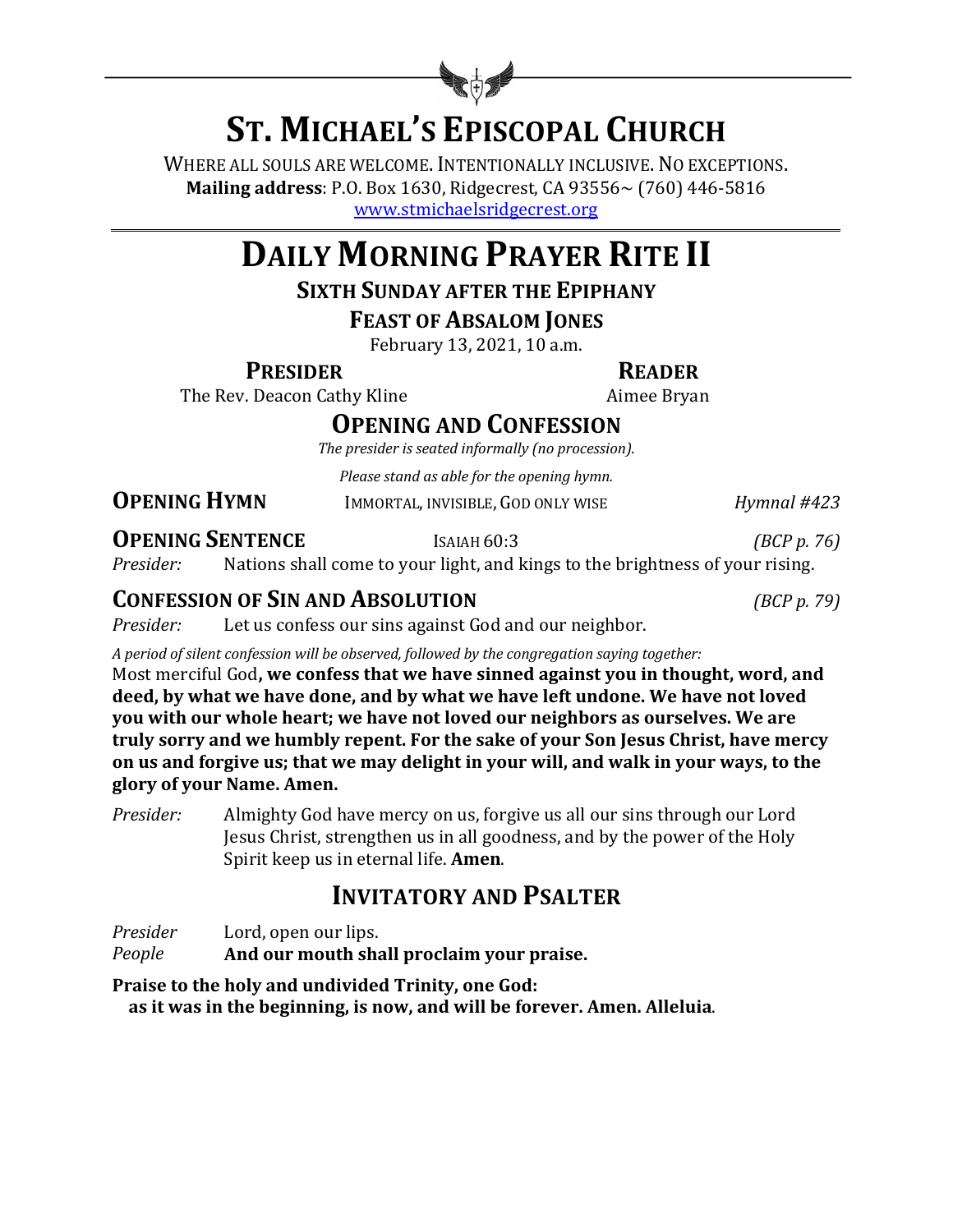# St. Michael's Episcopal Church

Where all souls are welcome. Intentionally inclusive. No exceptions.
**Mailing address**: P.O. Box 1630, Ridgecrest, CA 93556~ (760) 446-5816
www.stmichaelsridgecrest.org

# Daily Morning Prayer Rite II

## Sixth Sunday after the Epiphany

## Feast of Absalom Jones

February 13, 2021, 10 a.m.

**Presider**
The Rev. Deacon Cathy Kline

**Reader**
Aimee Bryan

## Opening and Confession

*The presider is seated informally (no procession).*

*Please stand as able for the opening hymn.*

**Opening Hymn** Immortal, Invisible, God only Wise *Hymnal #423*

**Opening Sentence** Isaiah 60:3 *(BCP p. 76)*

*Presider:* Nations shall come to your light, and kings to the brightness of your rising.

**Confession of Sin and Absolution** *(BCP p. 79)*

*Presider:* Let us confess our sins against God and our neighbor.

*A period of silent confession will be observed, followed by the congregation saying together:*

Most merciful God**, we confess that we have sinned against you in thought, word, and deed, by what we have done, and by what we have left undone. We have not loved you with our whole heart; we have not loved our neighbors as ourselves. We are truly sorry and we humbly repent. For the sake of your Son Jesus Christ, have mercy on us and forgive us; that we may delight in your will, and walk in your ways, to the glory of your Name. Amen.**

*Presider:* Almighty God have mercy on us, forgive us all our sins through our Lord Jesus Christ, strengthen us in all goodness, and by the power of the Holy Spirit keep us in eternal life. **Amen**.

## Invitatory and Psalter

*Presider* Lord, open our lips.
*People* **And our mouth shall proclaim your praise.**

**Praise to the holy and undivided Trinity, one God:
as it was in the beginning, is now, and will be forever. Amen. Alleluia**.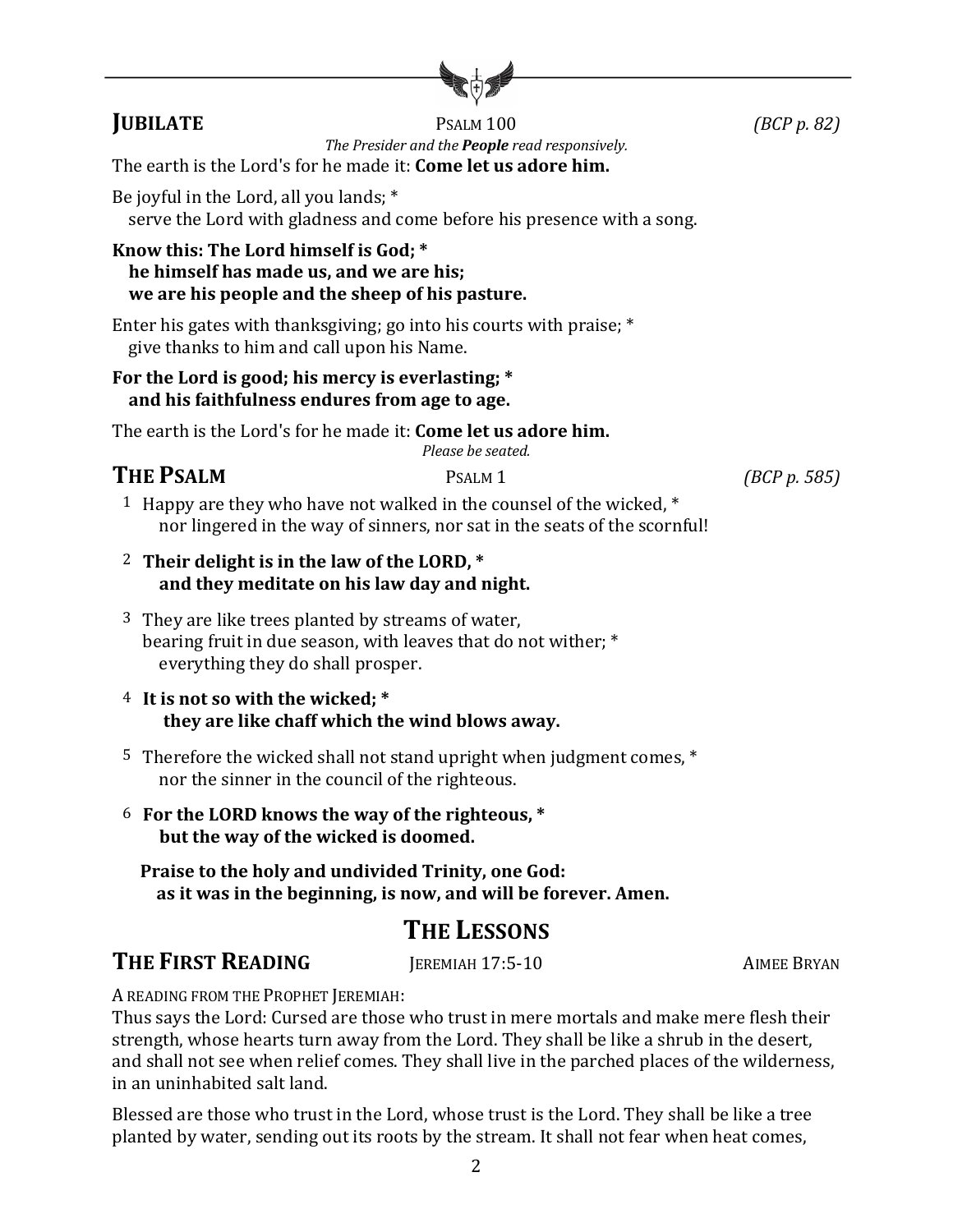## JUBILATE — PSALM 100 — *(BCP p. 82)*

*The Presider and the **People** read responsively.*

The earth is the Lord's for he made it: **Come let us adore him.**

Be joyful in the Lord, all you lands; *
  serve the Lord with gladness and come before his presence with a song.

**Know this: The Lord himself is God; *
  he himself has made us, and we are his;
  we are his people and the sheep of his pasture.**

Enter his gates with thanksgiving; go into his courts with praise; *
  give thanks to him and call upon his Name.

**For the Lord is good; his mercy is everlasting; *
  and his faithfulness endures from age to age.**

The earth is the Lord's for he made it: **Come let us adore him.**

*Please be seated.*

## THE PSALM — PSALM 1 — *(BCP p. 585)*

1 Happy are they who have not walked in the counsel of the wicked, *
  nor lingered in the way of sinners, nor sat in the seats of the scornful!

2 **Their delight is in the law of the LORD, *
  and they meditate on his law day and night.**

3 They are like trees planted by streams of water,
  bearing fruit in due season, with leaves that do not wither; *
  everything they do shall prosper.

4 **It is not so with the wicked; *
  they are like chaff which the wind blows away.**

5 Therefore the wicked shall not stand upright when judgment comes, *
  nor the sinner in the council of the righteous.

6 **For the LORD knows the way of the righteous, *
  but the way of the wicked is doomed.**

**Praise to the holy and undivided Trinity, one God:
  as it was in the beginning, is now, and will be forever. Amen.**

# THE LESSONS

## THE FIRST READING — JEREMIAH 17:5-10 — AIMEE BRYAN

A READING FROM THE PROPHET JEREMIAH:

Thus says the Lord: Cursed are those who trust in mere mortals and make mere flesh their strength, whose hearts turn away from the Lord. They shall be like a shrub in the desert, and shall not see when relief comes. They shall live in the parched places of the wilderness, in an uninhabited salt land.

Blessed are those who trust in the Lord, whose trust is the Lord. They shall be like a tree planted by water, sending out its roots by the stream. It shall not fear when heat comes,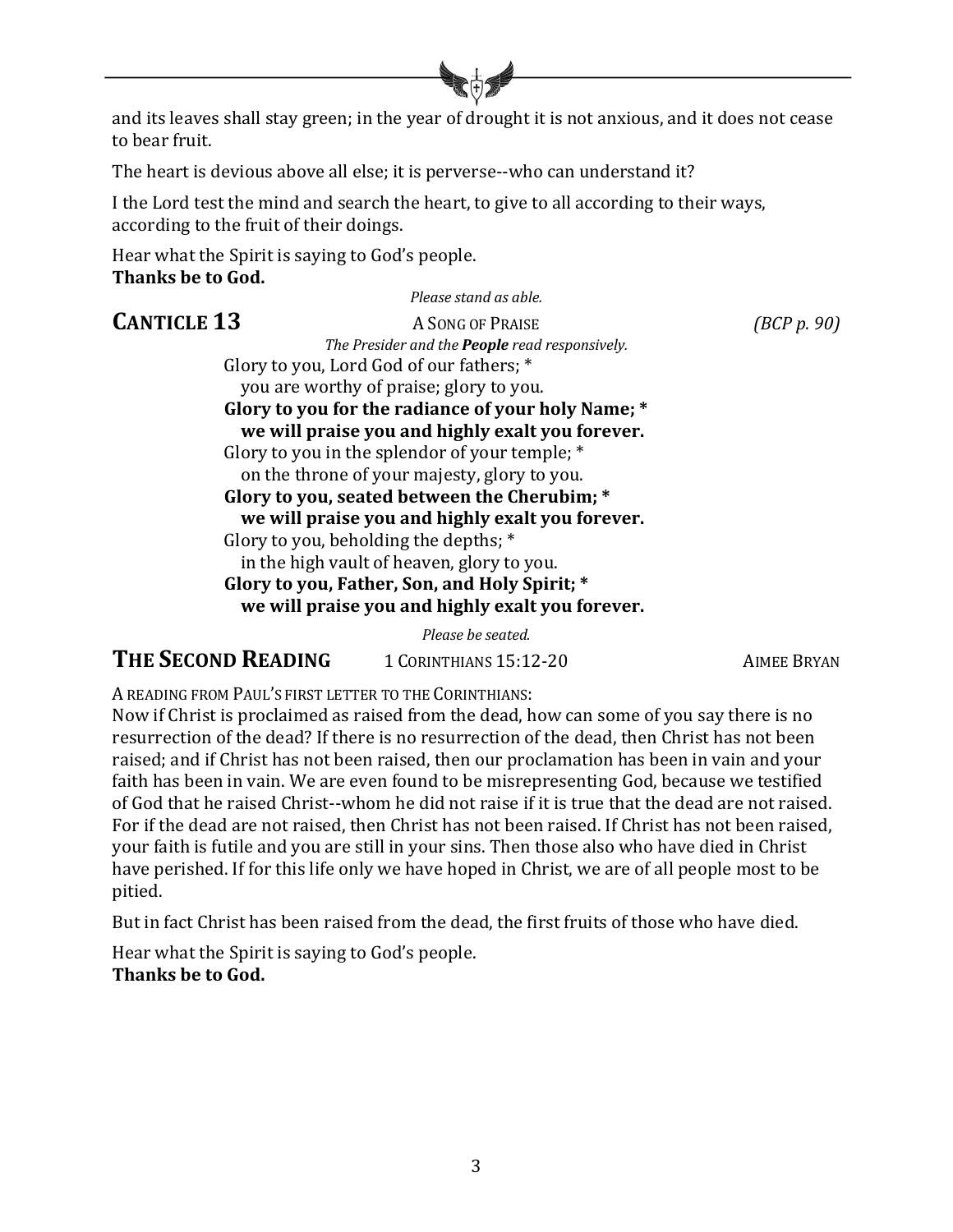and its leaves shall stay green; in the year of drought it is not anxious, and it does not cease to bear fruit.

The heart is devious above all else; it is perverse--who can understand it?

I the Lord test the mind and search the heart, to give to all according to their ways, according to the fruit of their doings.

Hear what the Spirit is saying to God's people.
**Thanks be to God.**

*Please stand as able.*

## CANTICLE 13 — A SONG OF PRAISE *(BCP p. 90)*

*The Presider and the **People** read responsively.*

Glory to you, Lord God of our fathers; *
  you are worthy of praise; glory to you.
**Glory to you for the radiance of your holy Name; ***
  **we will praise you and highly exalt you forever.**
Glory to you in the splendor of your temple; *
  on the throne of your majesty, glory to you.
**Glory to you, seated between the Cherubim; ***
  **we will praise you and highly exalt you forever.**
Glory to you, beholding the depths; *
  in the high vault of heaven, glory to you.
**Glory to you, Father, Son, and Holy Spirit; ***
  **we will praise you and highly exalt you forever.**

*Please be seated.*

## THE SECOND READING — 1 CORINTHIANS 15:12-20 — AIMEE BRYAN

A READING FROM PAUL'S FIRST LETTER TO THE CORINTHIANS:
Now if Christ is proclaimed as raised from the dead, how can some of you say there is no resurrection of the dead? If there is no resurrection of the dead, then Christ has not been raised; and if Christ has not been raised, then our proclamation has been in vain and your faith has been in vain. We are even found to be misrepresenting God, because we testified of God that he raised Christ--whom he did not raise if it is true that the dead are not raised. For if the dead are not raised, then Christ has not been raised. If Christ has not been raised, your faith is futile and you are still in your sins. Then those also who have died in Christ have perished. If for this life only we have hoped in Christ, we are of all people most to be pitied.

But in fact Christ has been raised from the dead, the first fruits of those who have died.

Hear what the Spirit is saying to God's people.
**Thanks be to God.**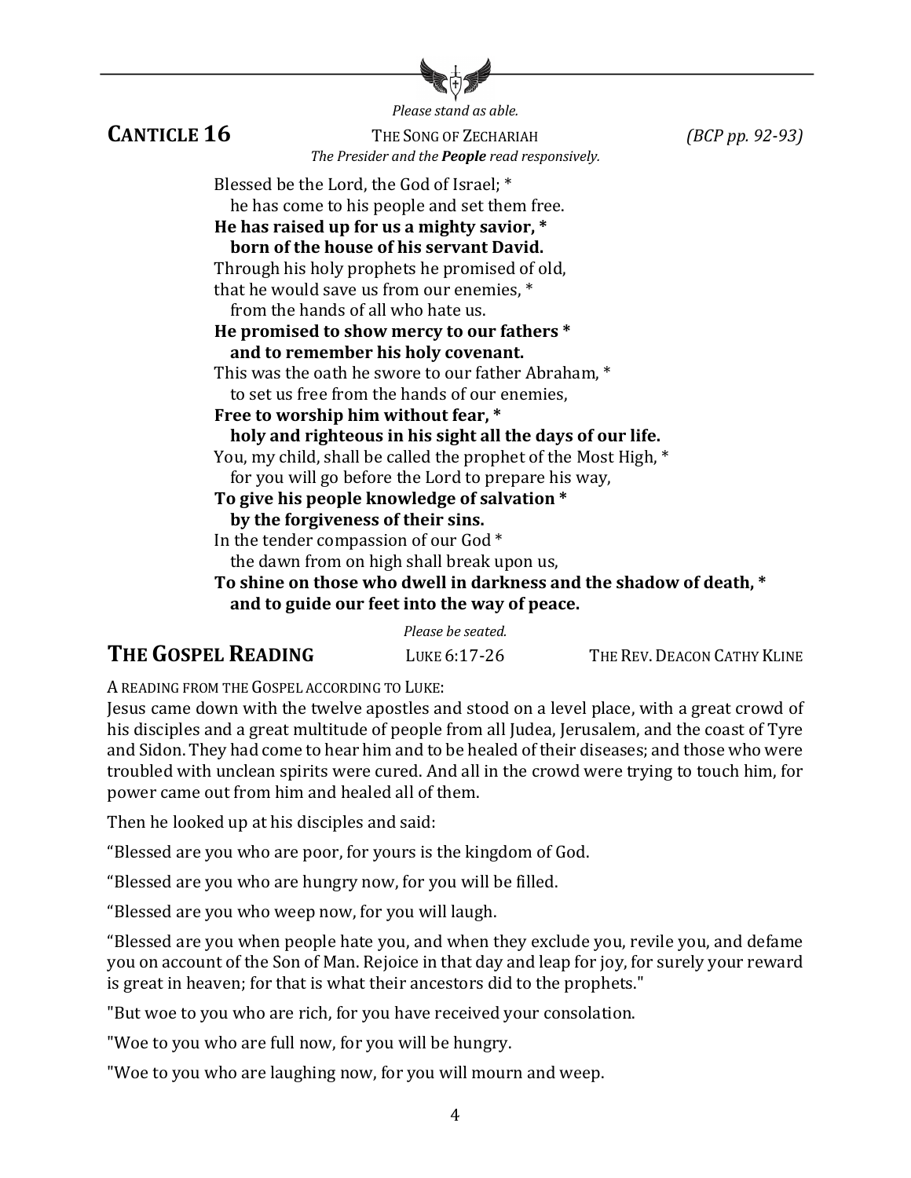*Please stand as able.*

## CANTICLE 16 — THE SONG OF ZECHARIAH *(BCP pp. 92-93)*

*The Presider and the **People** read responsively.*

Blessed be the Lord, the God of Israel; *
he has come to his people and set them free.
**He has raised up for us a mighty savior, ***
**born of the house of his servant David.**
Through his holy prophets he promised of old,
that he would save us from our enemies, *
from the hands of all who hate us.
**He promised to show mercy to our fathers ***
**and to remember his holy covenant.**
This was the oath he swore to our father Abraham, *
to set us free from the hands of our enemies,
**Free to worship him without fear, ***
**holy and righteous in his sight all the days of our life.**
You, my child, shall be called the prophet of the Most High, *
for you will go before the Lord to prepare his way,
**To give his people knowledge of salvation ***
**by the forgiveness of their sins.**
In the tender compassion of our God *
the dawn from on high shall break upon us,
**To shine on those who dwell in darkness and the shadow of death, ***
**and to guide our feet into the way of peace.**

*Please be seated.*

## THE GOSPEL READING — LUKE 6:17-26 — THE REV. DEACON CATHY KLINE

A READING FROM THE GOSPEL ACCORDING TO LUKE:
Jesus came down with the twelve apostles and stood on a level place, with a great crowd of his disciples and a great multitude of people from all Judea, Jerusalem, and the coast of Tyre and Sidon. They had come to hear him and to be healed of their diseases; and those who were troubled with unclean spirits were cured. And all in the crowd were trying to touch him, for power came out from him and healed all of them.

Then he looked up at his disciples and said:

"Blessed are you who are poor, for yours is the kingdom of God.

"Blessed are you who are hungry now, for you will be filled.

"Blessed are you who weep now, for you will laugh.

"Blessed are you when people hate you, and when they exclude you, revile you, and defame you on account of the Son of Man. Rejoice in that day and leap for joy, for surely your reward is great in heaven; for that is what their ancestors did to the prophets."

"But woe to you who are rich, for you have received your consolation.

"Woe to you who are full now, for you will be hungry.

"Woe to you who are laughing now, for you will mourn and weep.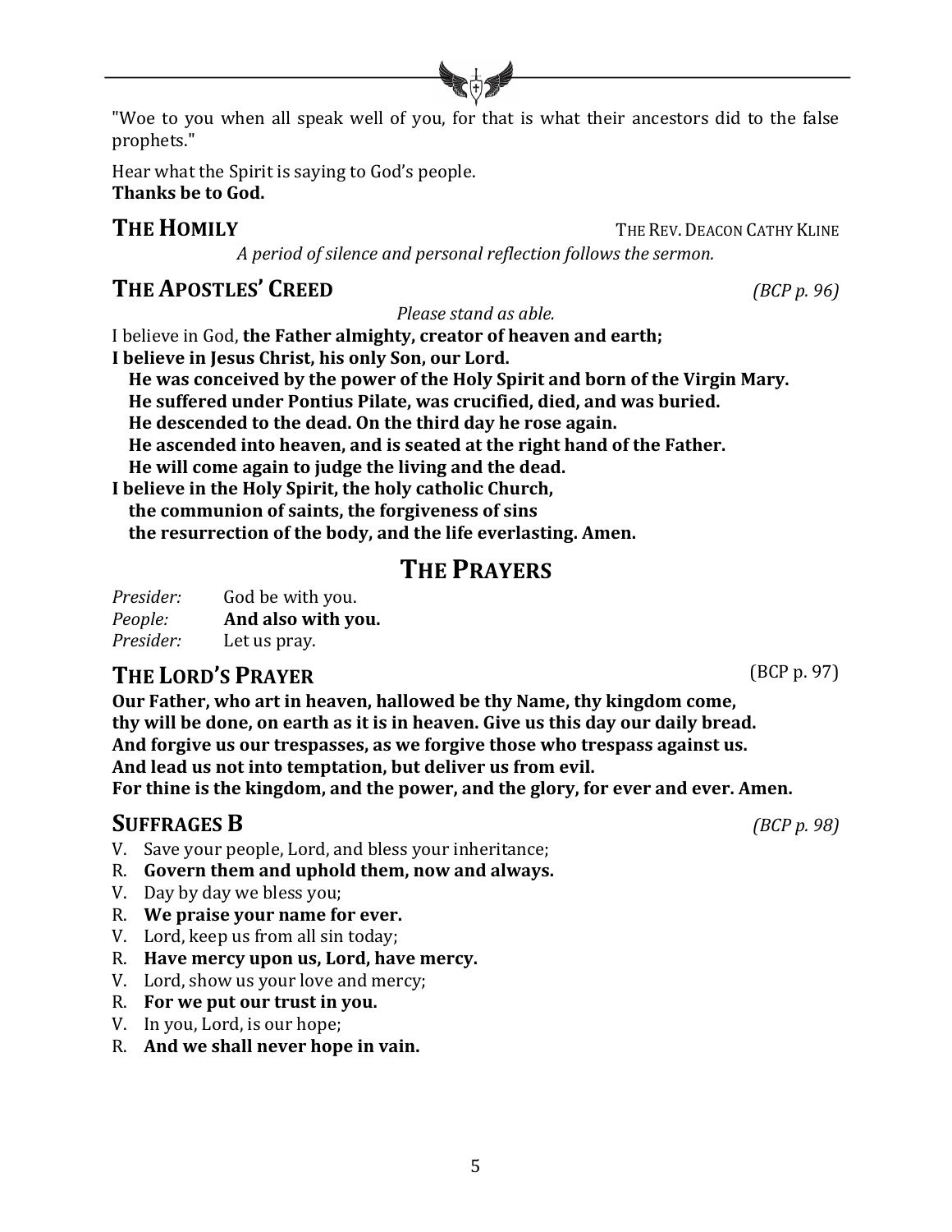"Woe to you when all speak well of you, for that is what their ancestors did to the false prophets."

Hear what the Spirit is saying to God's people.
**Thanks be to God.**

## THE HOMILY — THE REV. DEACON CATHY KLINE

*A period of silence and personal reflection follows the sermon.*

## THE APOSTLES' CREED *(BCP p. 96)*

*Please stand as able.*

I believe in God, **the Father almighty, creator of heaven and earth;**
**I believe in Jesus Christ, his only Son, our Lord.**
**He was conceived by the power of the Holy Spirit and born of the Virgin Mary.**
**He suffered under Pontius Pilate, was crucified, died, and was buried.**
**He descended to the dead. On the third day he rose again.**
**He ascended into heaven, and is seated at the right hand of the Father.**
**He will come again to judge the living and the dead.**
**I believe in the Holy Spirit, the holy catholic Church,**
**the communion of saints, the forgiveness of sins**
**the resurrection of the body, and the life everlasting. Amen.**

# THE PRAYERS

*Presider:* God be with you.
*People:* **And also with you.**
*Presider:* Let us pray.

## THE LORD'S PRAYER (BCP p. 97)

**Our Father, who art in heaven, hallowed be thy Name, thy kingdom come, thy will be done, on earth as it is in heaven. Give us this day our daily bread. And forgive us our trespasses, as we forgive those who trespass against us. And lead us not into temptation, but deliver us from evil. For thine is the kingdom, and the power, and the glory, for ever and ever. Amen.**

## SUFFRAGES B *(BCP p. 98)*

V. Save your people, Lord, and bless your inheritance;
R. **Govern them and uphold them, now and always.**
V. Day by day we bless you;
R. **We praise your name for ever.**
V. Lord, keep us from all sin today;
R. **Have mercy upon us, Lord, have mercy.**
V. Lord, show us your love and mercy;
R. **For we put our trust in you.**
V. In you, Lord, is our hope;
R. **And we shall never hope in vain.**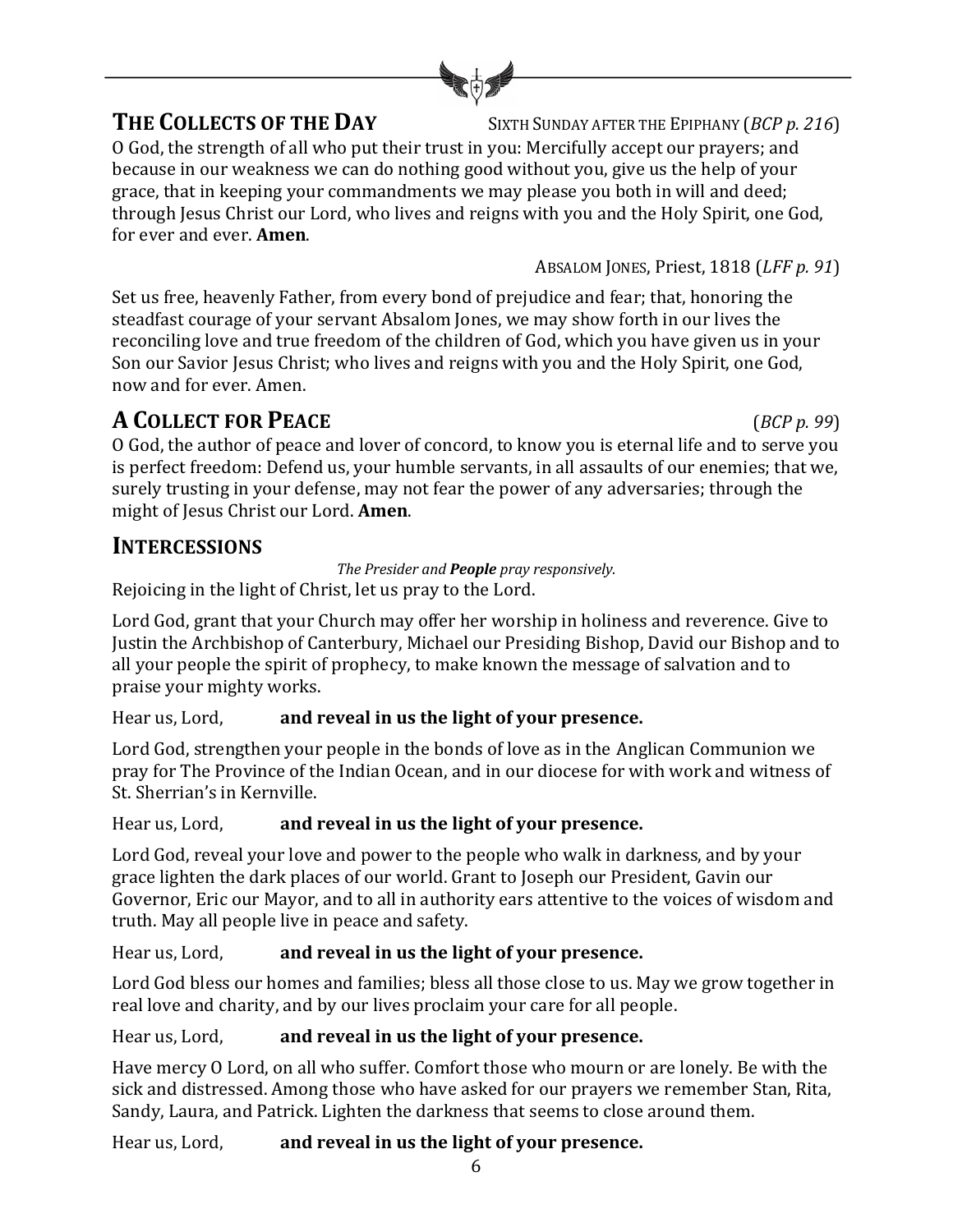## The Collects of the Day

Sixth Sunday after the Epiphany (*BCP p. 216*)

O God, the strength of all who put their trust in you: Mercifully accept our prayers; and because in our weakness we can do nothing good without you, give us the help of your grace, that in keeping your commandments we may please you both in will and deed; through Jesus Christ our Lord, who lives and reigns with you and the Holy Spirit, one God, for ever and ever. **Amen**.

Absalom Jones, Priest, 1818 (*LFF p. 91*)

Set us free, heavenly Father, from every bond of prejudice and fear; that, honoring the steadfast courage of your servant Absalom Jones, we may show forth in our lives the reconciling love and true freedom of the children of God, which you have given us in your Son our Savior Jesus Christ; who lives and reigns with you and the Holy Spirit, one God, now and for ever. Amen.

## A Collect for Peace

(*BCP p. 99*)

O God, the author of peace and lover of concord, to know you is eternal life and to serve you is perfect freedom: Defend us, your humble servants, in all assaults of our enemies; that we, surely trusting in your defense, may not fear the power of any adversaries; through the might of Jesus Christ our Lord. **Amen**.

## Intercessions

*The Presider and* ***People*** *pray responsively.*

Rejoicing in the light of Christ, let us pray to the Lord.

Lord God, grant that your Church may offer her worship in holiness and reverence. Give to Justin the Archbishop of Canterbury, Michael our Presiding Bishop, David our Bishop and to all your people the spirit of prophecy, to make known the message of salvation and to praise your mighty works.

Hear us, Lord, **and reveal in us the light of your presence.**

Lord God, strengthen your people in the bonds of love as in the Anglican Communion we pray for The Province of the Indian Ocean, and in our diocese for with work and witness of St. Sherrian's in Kernville.

Hear us, Lord, **and reveal in us the light of your presence.**

Lord God, reveal your love and power to the people who walk in darkness, and by your grace lighten the dark places of our world. Grant to Joseph our President, Gavin our Governor, Eric our Mayor, and to all in authority ears attentive to the voices of wisdom and truth. May all people live in peace and safety.

Hear us, Lord, **and reveal in us the light of your presence.**

Lord God bless our homes and families; bless all those close to us. May we grow together in real love and charity, and by our lives proclaim your care for all people.

Hear us, Lord, **and reveal in us the light of your presence.**

Have mercy O Lord, on all who suffer. Comfort those who mourn or are lonely. Be with the sick and distressed. Among those who have asked for our prayers we remember Stan, Rita, Sandy, Laura, and Patrick. Lighten the darkness that seems to close around them.

Hear us, Lord, **and reveal in us the light of your presence.**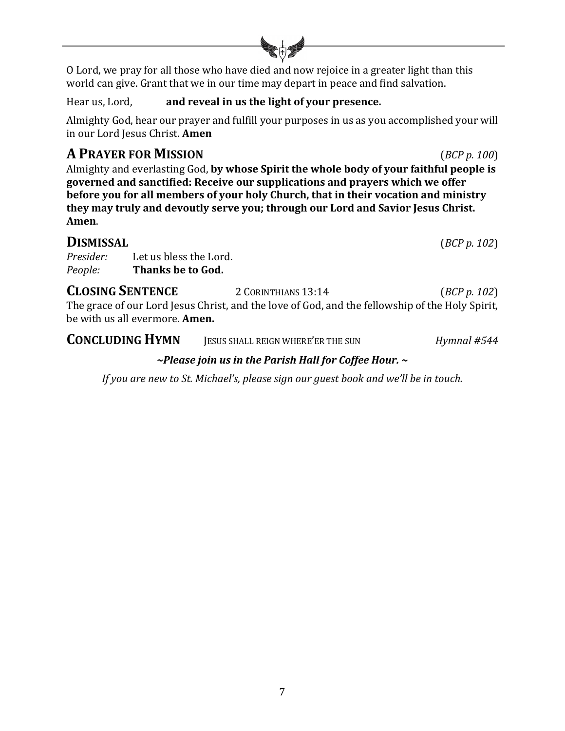O Lord, we pray for all those who have died and now rejoice in a greater light than this world can give. Grant that we in our time may depart in peace and find salvation.

Hear us, Lord, **and reveal in us the light of your presence.**

Almighty God, hear our prayer and fulfill your purposes in us as you accomplished your will in our Lord Jesus Christ. **Amen**

## A PRAYER FOR MISSION (*BCP p. 100*)

Almighty and everlasting God, **by whose Spirit the whole body of your faithful people is governed and sanctified: Receive our supplications and prayers which we offer before you for all members of your holy Church, that in their vocation and ministry they may truly and devoutly serve you; through our Lord and Savior Jesus Christ. Amen**.

## DISMISSAL (*BCP p. 102*)

*Presider:* Let us bless the Lord.
*People:* **Thanks be to God.**

## CLOSING SENTENCE 2 CORINTHIANS 13:14 (*BCP p. 102*)

The grace of our Lord Jesus Christ, and the love of God, and the fellowship of the Holy Spirit, be with us all evermore. **Amen.**

## CONCLUDING HYMN JESUS SHALL REIGN WHERE'ER THE SUN *Hymnal #544*

***~Please join us in the Parish Hall for Coffee Hour. ~***

*If you are new to St. Michael's, please sign our guest book and we'll be in touch.*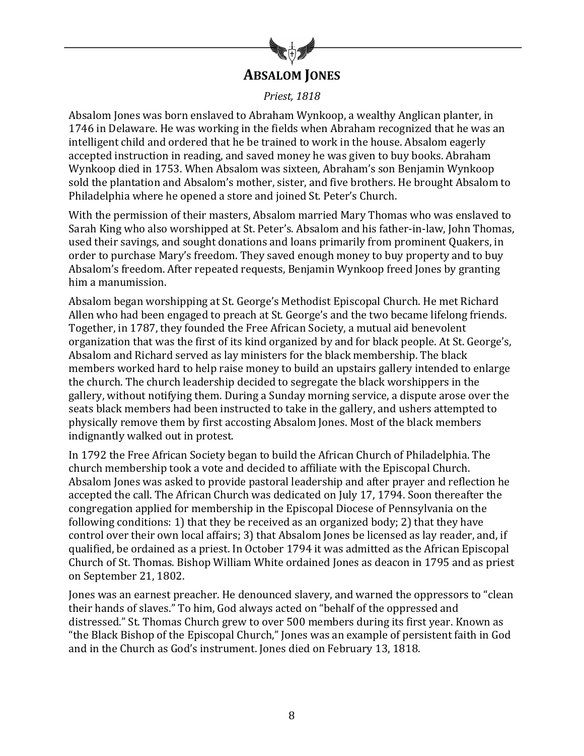## ABSALOM JONES

*Priest, 1818*

Absalom Jones was born enslaved to Abraham Wynkoop, a wealthy Anglican planter, in 1746 in Delaware. He was working in the fields when Abraham recognized that he was an intelligent child and ordered that he be trained to work in the house. Absalom eagerly accepted instruction in reading, and saved money he was given to buy books. Abraham Wynkoop died in 1753. When Absalom was sixteen, Abraham's son Benjamin Wynkoop sold the plantation and Absalom's mother, sister, and five brothers. He brought Absalom to Philadelphia where he opened a store and joined St. Peter's Church.

With the permission of their masters, Absalom married Mary Thomas who was enslaved to Sarah King who also worshipped at St. Peter's. Absalom and his father-in-law, John Thomas, used their savings, and sought donations and loans primarily from prominent Quakers, in order to purchase Mary's freedom. They saved enough money to buy property and to buy Absalom's freedom. After repeated requests, Benjamin Wynkoop freed Jones by granting him a manumission.

Absalom began worshipping at St. George's Methodist Episcopal Church. He met Richard Allen who had been engaged to preach at St. George's and the two became lifelong friends. Together, in 1787, they founded the Free African Society, a mutual aid benevolent organization that was the first of its kind organized by and for black people. At St. George's, Absalom and Richard served as lay ministers for the black membership. The black members worked hard to help raise money to build an upstairs gallery intended to enlarge the church. The church leadership decided to segregate the black worshippers in the gallery, without notifying them. During a Sunday morning service, a dispute arose over the seats black members had been instructed to take in the gallery, and ushers attempted to physically remove them by first accosting Absalom Jones. Most of the black members indignantly walked out in protest.

In 1792 the Free African Society began to build the African Church of Philadelphia. The church membership took a vote and decided to affiliate with the Episcopal Church. Absalom Jones was asked to provide pastoral leadership and after prayer and reflection he accepted the call. The African Church was dedicated on July 17, 1794. Soon thereafter the congregation applied for membership in the Episcopal Diocese of Pennsylvania on the following conditions: 1) that they be received as an organized body; 2) that they have control over their own local affairs; 3) that Absalom Jones be licensed as lay reader, and, if qualified, be ordained as a priest. In October 1794 it was admitted as the African Episcopal Church of St. Thomas. Bishop William White ordained Jones as deacon in 1795 and as priest on September 21, 1802.

Jones was an earnest preacher. He denounced slavery, and warned the oppressors to "clean their hands of slaves." To him, God always acted on "behalf of the oppressed and distressed." St. Thomas Church grew to over 500 members during its first year. Known as "the Black Bishop of the Episcopal Church," Jones was an example of persistent faith in God and in the Church as God's instrument. Jones died on February 13, 1818.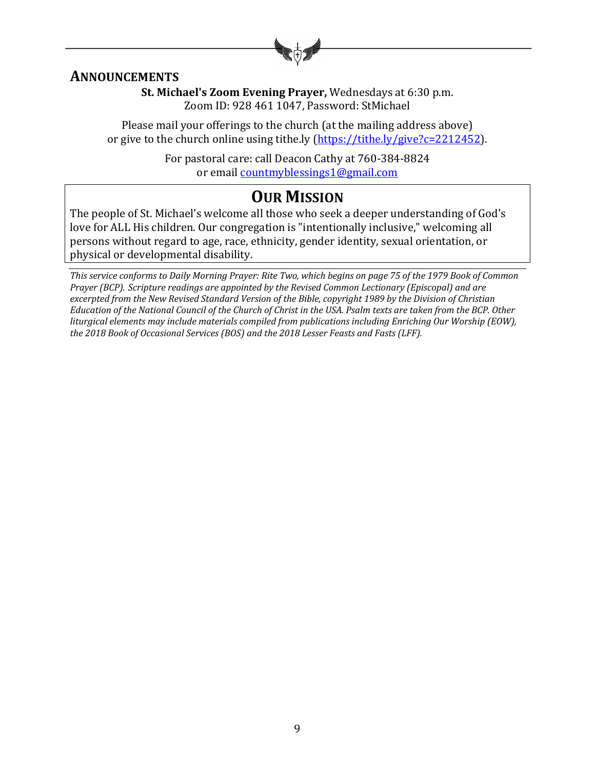## Announcements

**St. Michael's Zoom Evening Prayer,** Wednesdays at 6:30 p.m.
Zoom ID: 928 461 1047, Password: StMichael

Please mail your offerings to the church (at the mailing address above) or give to the church online using tithe.ly (https://tithe.ly/give?c=2212452).

For pastoral care: call Deacon Cathy at 760-384-8824 or email countmyblessings1@gmail.com

## Our Mission

The people of St. Michael's welcome all those who seek a deeper understanding of God's love for ALL His children. Our congregation is "intentionally inclusive," welcoming all persons without regard to age, race, ethnicity, gender identity, sexual orientation, or physical or developmental disability.

*This service conforms to Daily Morning Prayer: Rite Two, which begins on page 75 of the 1979 Book of Common Prayer (BCP). Scripture readings are appointed by the Revised Common Lectionary (Episcopal) and are excerpted from the New Revised Standard Version of the Bible, copyright 1989 by the Division of Christian Education of the National Council of the Church of Christ in the USA. Psalm texts are taken from the BCP. Other liturgical elements may include materials compiled from publications including Enriching Our Worship (EOW), the 2018 Book of Occasional Services (BOS) and the 2018 Lesser Feasts and Fasts (LFF).*